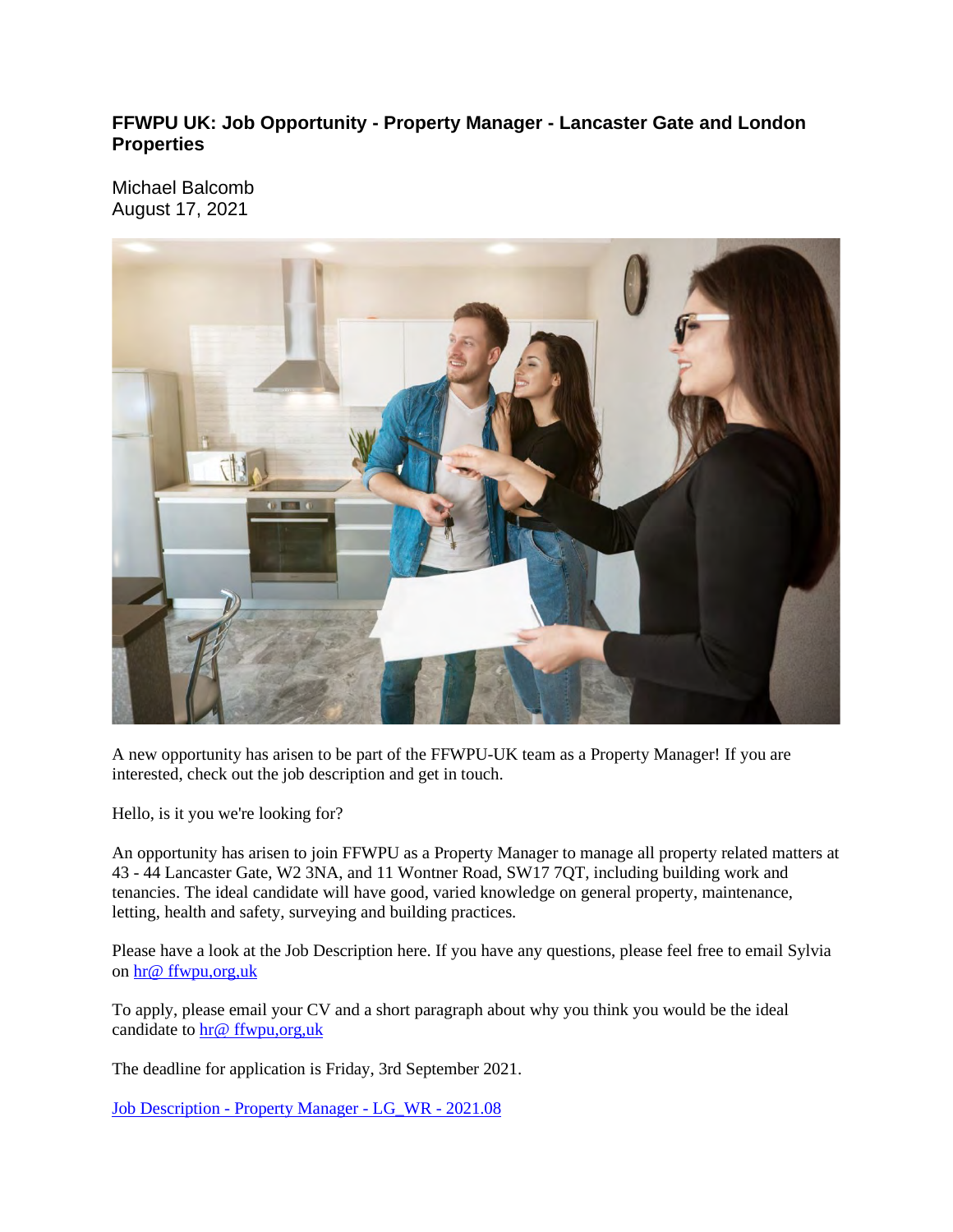### FFWPU UK: Job Opportunity - Property Manager - Lancaster Gate and London Properties

Michael Balcomb
August 17, 2021

A new opportunity has arisen to be part of the FFWPU-UK team as a Property Manager! If you are interested, check out the job description and get in touch.

Hello, is it you we're looking for?

An opportunity has arisen to join FFWPU as a Property Manager to manage all property related matters at 43 - 44 Lancaster Gate, W2 3NA, and 11 Wontner Road, SW17 7QT, including building work and tenancies. The ideal candidate will have good, varied knowledge on general property, maintenance, letting, health and safety, surveying and building practices.

Please have a look at the Job Description here. If you have any questions, please feel free to email Sylvia on hr@ ffwpu,org,uk

To apply, please email your CV and a short paragraph about why you think you would be the ideal candidate to hr@ ffwpu,org,uk

The deadline for application is Friday, 3rd September 2021.

Job Description - Property Manager - LG_WR - 2021.08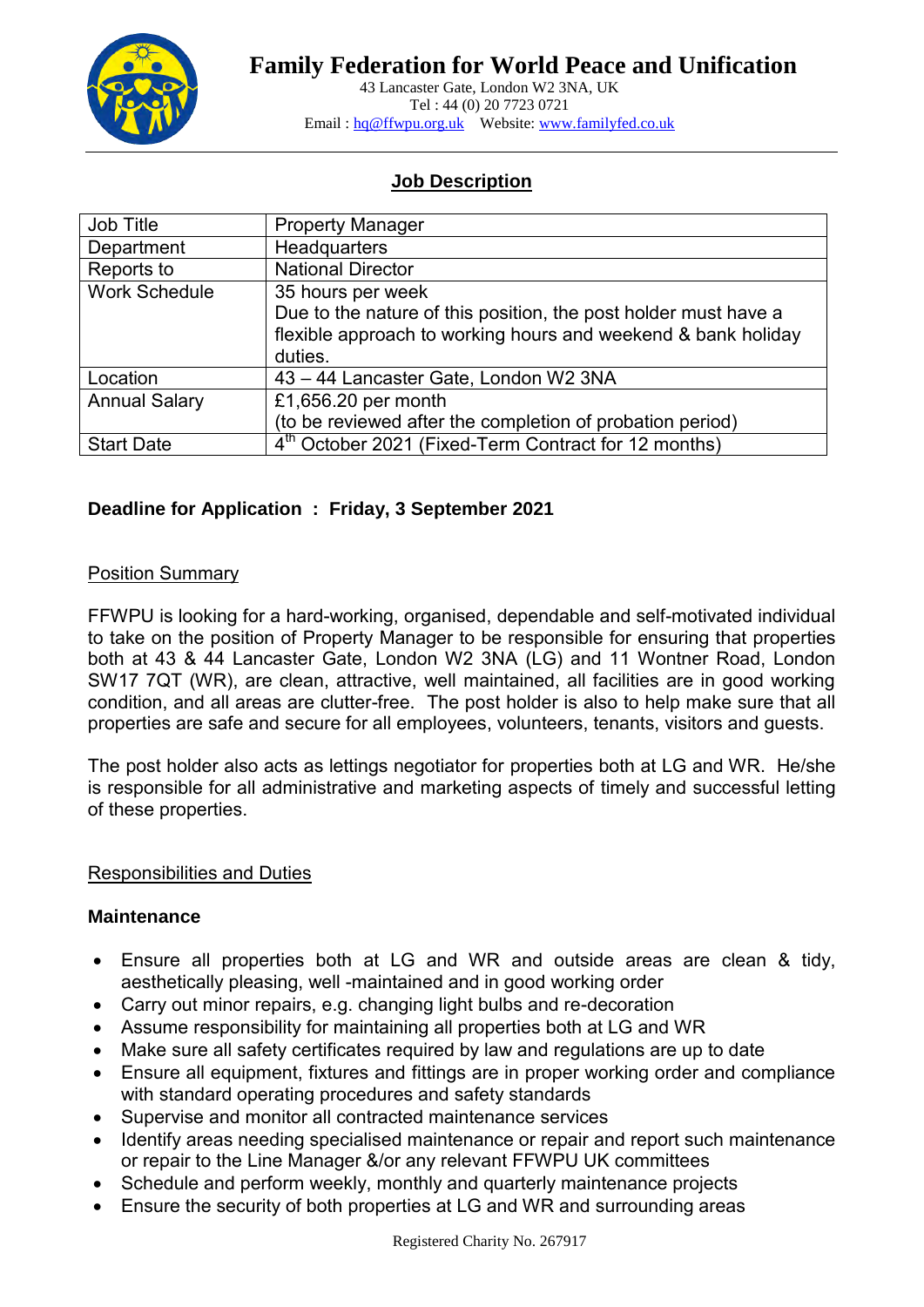# Family Federation for World Peace and Unification

43 Lancaster Gate, London W2 3NA, UK
Tel : 44 (0) 20 7723 0721
Email : hq@ffwpu.org.uk    Website: www.familyfed.co.uk

## Job Description

| Job Title | Property Manager |
|---|---|
| Department | Headquarters |
| Reports to | National Director |
| Work Schedule | 35 hours per week<br>Due to the nature of this position, the post holder must have a flexible approach to working hours and weekend & bank holiday duties. |
| Location | 43 – 44 Lancaster Gate, London W2 3NA |
| Annual Salary | £1,656.20 per month<br>(to be reviewed after the completion of probation period) |
| Start Date | 4th October 2021 (Fixed-Term Contract for 12 months) |

**Deadline for Application : Friday, 3 September 2021**

### Position Summary

FFWPU is looking for a hard-working, organised, dependable and self-motivated individual to take on the position of Property Manager to be responsible for ensuring that properties both at 43 & 44 Lancaster Gate, London W2 3NA (LG) and 11 Wontner Road, London SW17 7QT (WR), are clean, attractive, well maintained, all facilities are in good working condition, and all areas are clutter-free. The post holder is also to help make sure that all properties are safe and secure for all employees, volunteers, tenants, visitors and guests.

The post holder also acts as lettings negotiator for properties both at LG and WR. He/she is responsible for all administrative and marketing aspects of timely and successful letting of these properties.

### Responsibilities and Duties

**Maintenance**

- Ensure all properties both at LG and WR and outside areas are clean & tidy, aesthetically pleasing, well -maintained and in good working order
- Carry out minor repairs, e.g. changing light bulbs and re-decoration
- Assume responsibility for maintaining all properties both at LG and WR
- Make sure all safety certificates required by law and regulations are up to date
- Ensure all equipment, fixtures and fittings are in proper working order and compliance with standard operating procedures and safety standards
- Supervise and monitor all contracted maintenance services
- Identify areas needing specialised maintenance or repair and report such maintenance or repair to the Line Manager &/or any relevant FFWPU UK committees
- Schedule and perform weekly, monthly and quarterly maintenance projects
- Ensure the security of both properties at LG and WR and surrounding areas

Registered Charity No. 267917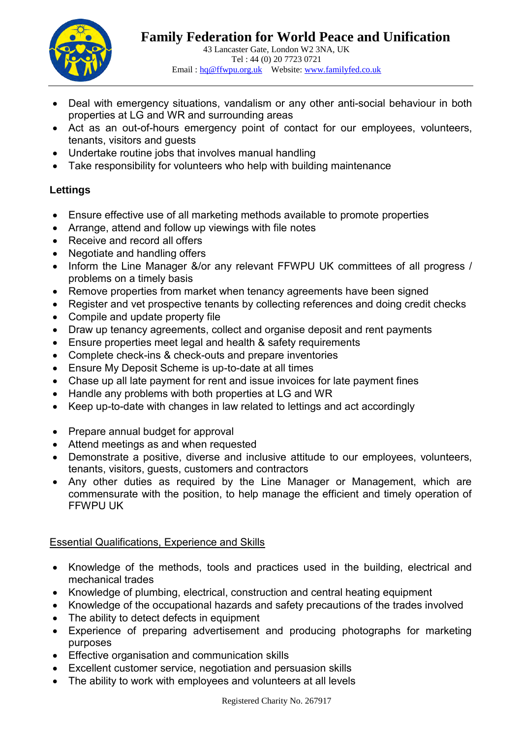- Deal with emergency situations, vandalism or any other anti-social behaviour in both properties at LG and WR and surrounding areas
- Act as an out-of-hours emergency point of contact for our employees, volunteers, tenants, visitors and guests
- Undertake routine jobs that involves manual handling
- Take responsibility for volunteers who help with building maintenance

**Lettings**

- Ensure effective use of all marketing methods available to promote properties
- Arrange, attend and follow up viewings with file notes
- Receive and record all offers
- Negotiate and handling offers
- Inform the Line Manager &/or any relevant FFWPU UK committees of all progress / problems on a timely basis
- Remove properties from market when tenancy agreements have been signed
- Register and vet prospective tenants by collecting references and doing credit checks
- Compile and update property file
- Draw up tenancy agreements, collect and organise deposit and rent payments
- Ensure properties meet legal and health & safety requirements
- Complete check-ins & check-outs and prepare inventories
- Ensure My Deposit Scheme is up-to-date at all times
- Chase up all late payment for rent and issue invoices for late payment fines
- Handle any problems with both properties at LG and WR
- Keep up-to-date with changes in law related to lettings and act accordingly

- Prepare annual budget for approval
- Attend meetings as and when requested
- Demonstrate a positive, diverse and inclusive attitude to our employees, volunteers, tenants, visitors, guests, customers and contractors
- Any other duties as required by the Line Manager or Management, which are commensurate with the position, to help manage the efficient and timely operation of FFWPU UK

<u>Essential Qualifications, Experience and Skills</u>

- Knowledge of the methods, tools and practices used in the building, electrical and mechanical trades
- Knowledge of plumbing, electrical, construction and central heating equipment
- Knowledge of the occupational hazards and safety precautions of the trades involved
- The ability to detect defects in equipment
- Experience of preparing advertisement and producing photographs for marketing purposes
- Effective organisation and communication skills
- Excellent customer service, negotiation and persuasion skills
- The ability to work with employees and volunteers at all levels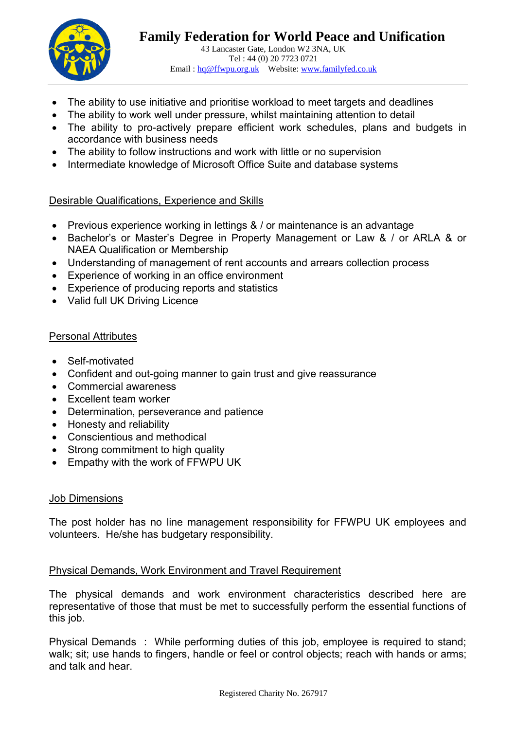- The ability to use initiative and prioritise workload to meet targets and deadlines
- The ability to work well under pressure, whilst maintaining attention to detail
- The ability to pro-actively prepare efficient work schedules, plans and budgets in accordance with business needs
- The ability to follow instructions and work with little or no supervision
- Intermediate knowledge of Microsoft Office Suite and database systems

## Desirable Qualifications, Experience and Skills

- Previous experience working in lettings & / or maintenance is an advantage
- Bachelor's or Master's Degree in Property Management or Law & / or ARLA & or NAEA Qualification or Membership
- Understanding of management of rent accounts and arrears collection process
- Experience of working in an office environment
- Experience of producing reports and statistics
- Valid full UK Driving Licence

## Personal Attributes

- Self-motivated
- Confident and out-going manner to gain trust and give reassurance
- Commercial awareness
- Excellent team worker
- Determination, perseverance and patience
- Honesty and reliability
- Conscientious and methodical
- Strong commitment to high quality
- Empathy with the work of FFWPU UK

## Job Dimensions

The post holder has no line management responsibility for FFWPU UK employees and volunteers. He/she has budgetary responsibility.

## Physical Demands, Work Environment and Travel Requirement

The physical demands and work environment characteristics described here are representative of those that must be met to successfully perform the essential functions of this job.

Physical Demands : While performing duties of this job, employee is required to stand; walk; sit; use hands to fingers, handle or feel or control objects; reach with hands or arms; and talk and hear.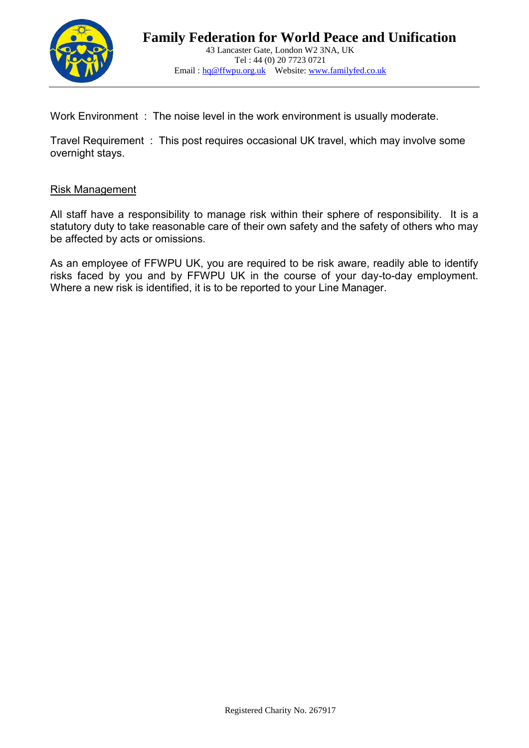# Family Federation for World Peace and Unification

43 Lancaster Gate, London W2 3NA, UK
Tel : 44 (0) 20 7723 0721
Email : hq@ffwpu.org.uk    Website: www.familyfed.co.uk

Work Environment : The noise level in the work environment is usually moderate.

Travel Requirement : This post requires occasional UK travel, which may involve some overnight stays.

## Risk Management

All staff have a responsibility to manage risk within their sphere of responsibility. It is a statutory duty to take reasonable care of their own safety and the safety of others who may be affected by acts or omissions.

As an employee of FFWPU UK, you are required to be risk aware, readily able to identify risks faced by you and by FFWPU UK in the course of your day-to-day employment. Where a new risk is identified, it is to be reported to your Line Manager.

Registered Charity No. 267917